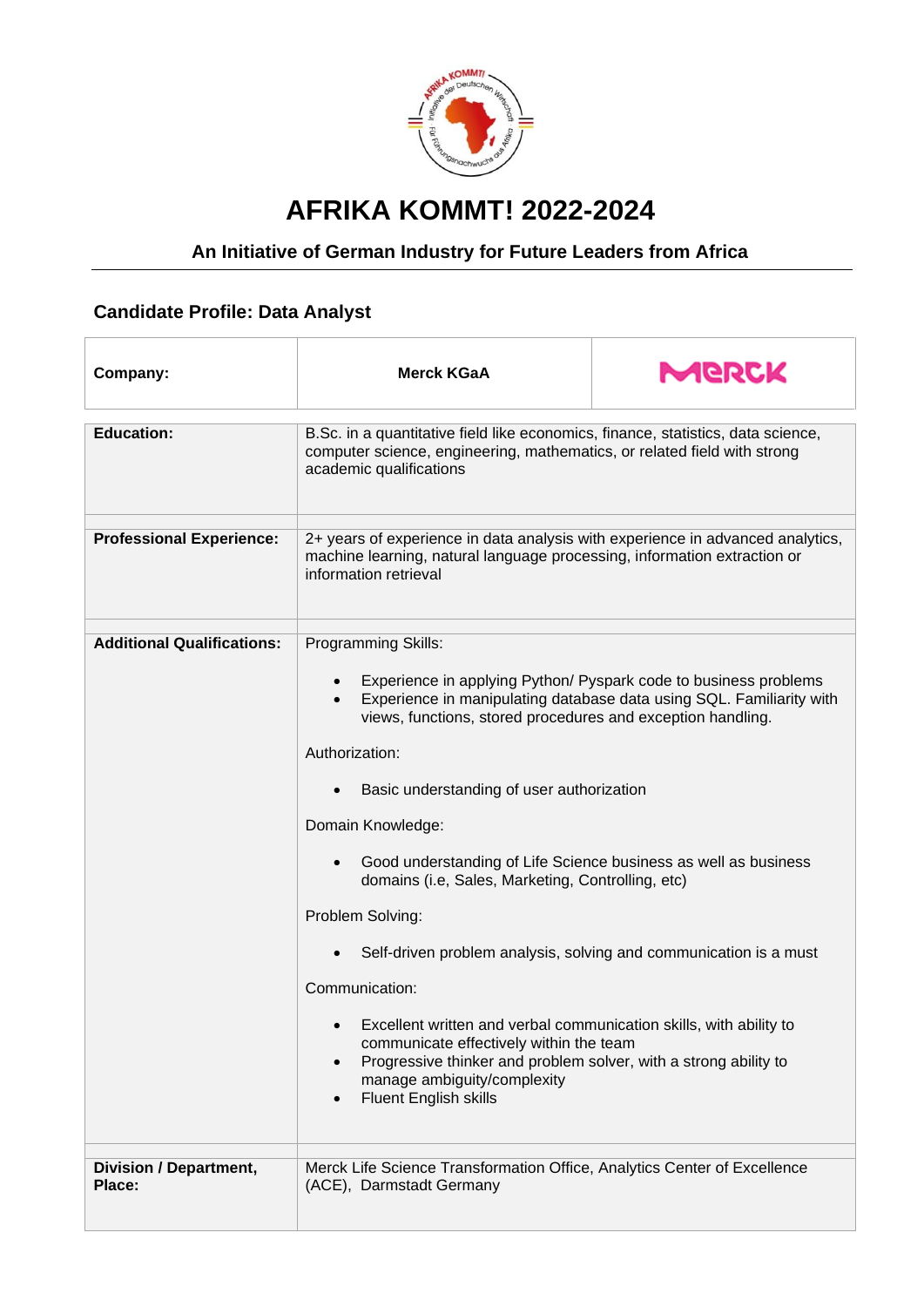# AFRIKA KOMMT! 2022-2024

## An Initiative of German Industry for Future Leaders from Africa

### Candidate Profile: Data Analyst

| | | |
|---|---|---|
| **Company:** | **Merck KGaA** | MERCK |

| | |
|---|---|
| **Education:** | B.Sc. in a quantitative field like economics, finance, statistics, data science, computer science, engineering, mathematics, or related field with strong academic qualifications |
| **Professional Experience:** | 2+ years of experience in data analysis with experience in advanced analytics, machine learning, natural language processing, information extraction or information retrieval |
| **Additional Qualifications:** | Programming Skills:<br>• Experience in applying Python/ Pyspark code to business problems<br>• Experience in manipulating database data using SQL. Familiarity with views, functions, stored procedures and exception handling.<br><br>Authorization:<br>• Basic understanding of user authorization<br><br>Domain Knowledge:<br>• Good understanding of Life Science business as well as business domains (i.e, Sales, Marketing, Controlling, etc)<br><br>Problem Solving:<br>• Self-driven problem analysis, solving and communication is a must<br><br>Communication:<br>• Excellent written and verbal communication skills, with ability to communicate effectively within the team<br>• Progressive thinker and problem solver, with a strong ability to manage ambiguity/complexity<br>• Fluent English skills |
| **Division / Department, Place:** | Merck Life Science Transformation Office, Analytics Center of Excellence (ACE), Darmstadt Germany |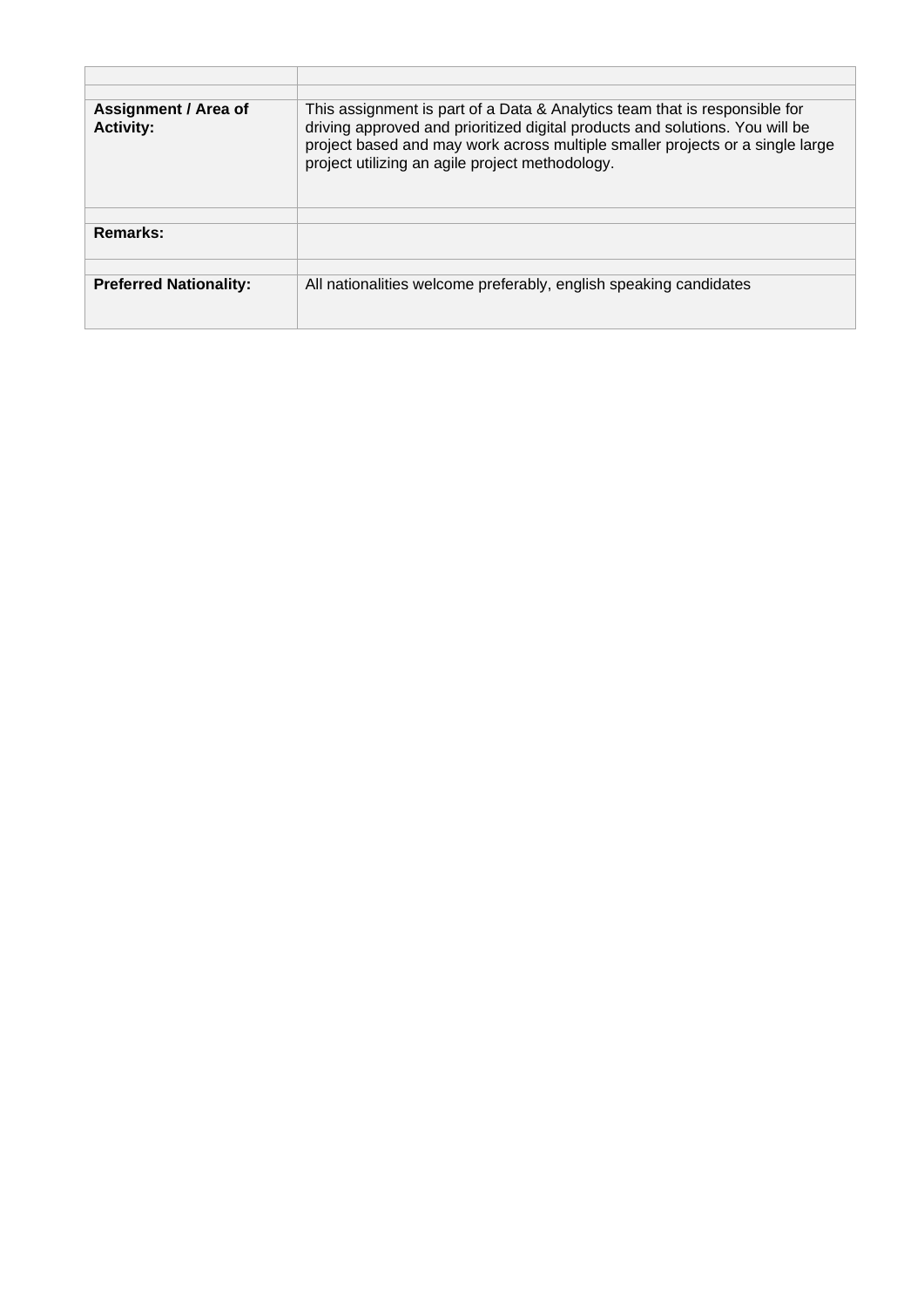| | |
|---|---|
| | |
| **Assignment / Area of Activity:** | This assignment is part of a Data & Analytics team that is responsible for driving approved and prioritized digital products and solutions. You will be project based and may work across multiple smaller projects or a single large project utilizing an agile project methodology. |
| | |
| **Remarks:** | |
| | |
| **Preferred Nationality:** | All nationalities welcome preferably, english speaking candidates |